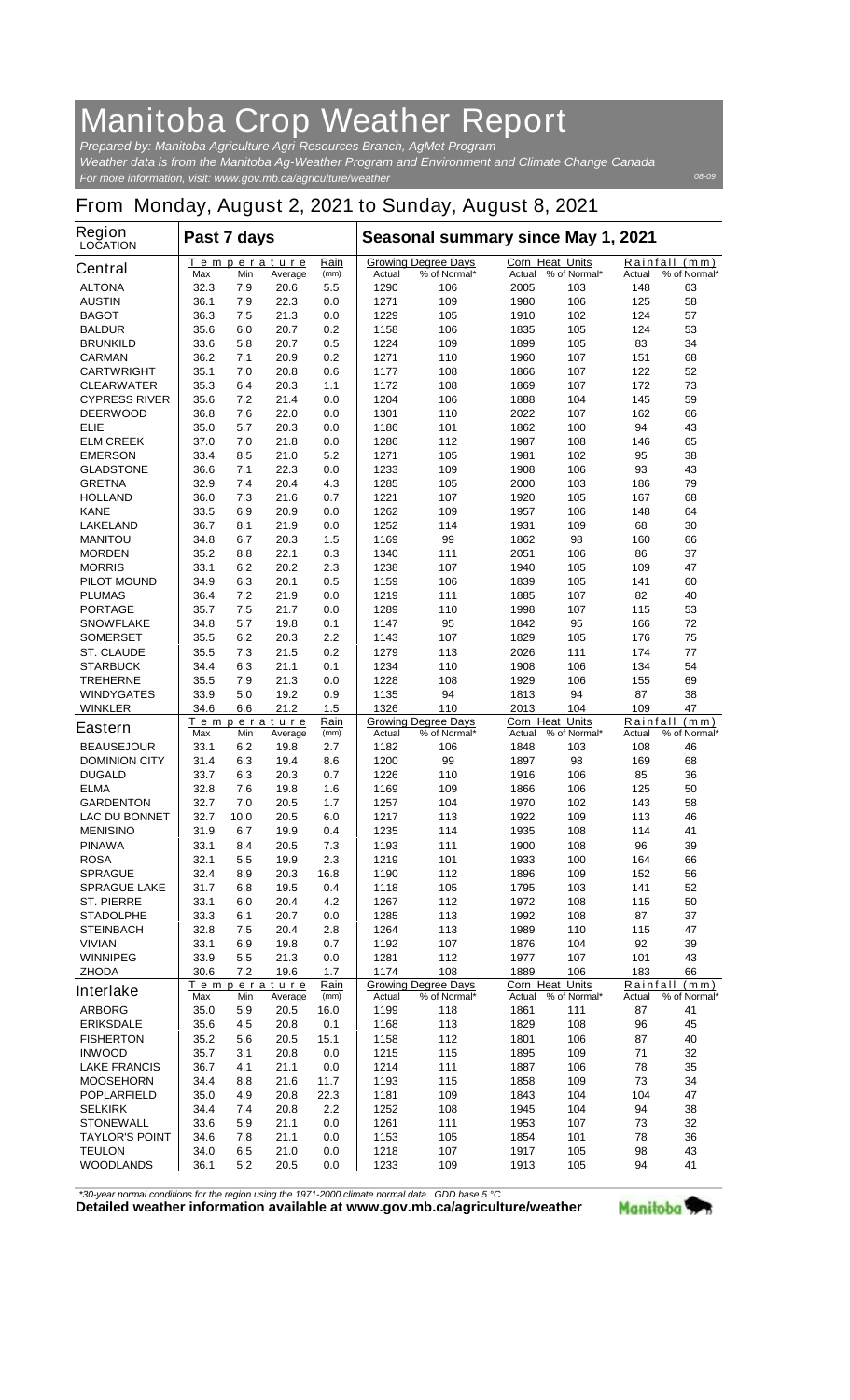# Manitoba Crop Weather Report

*Prepared by: Manitoba Agriculture Agri-Resources Branch, AgMet Program*
*Weather data is from the Manitoba Ag-Weather Program and Environment and Climate Change Canada*
*For more information, visit: www.gov.mb.ca/agriculture/weather*

08-09

## From Monday, August 2, 2021 to Sunday, August 8, 2021

| Region LOCATION | Past 7 days | | | | Seasonal summary since May 1, 2021 | | | | | |
|---|---|---|---|---|---|---|---|---|---|---|
| | Temperature | | | Rain | Growing Degree Days | | Corn Heat Units | | Rainfall (mm) | |
| **Central** | Max | Min | Average | (mm) | Actual | % of Normal* | Actual | % of Normal* | Actual | % of Normal* |
| ALTONA | 32.3 | 7.9 | 20.6 | 5.5 | 1290 | 106 | 2005 | 103 | 148 | 63 |
| AUSTIN | 36.1 | 7.9 | 22.3 | 0.0 | 1271 | 109 | 1980 | 106 | 125 | 58 |
| BAGOT | 36.3 | 7.5 | 21.3 | 0.0 | 1229 | 105 | 1910 | 102 | 124 | 57 |
| BALDUR | 35.6 | 6.0 | 20.7 | 0.2 | 1158 | 106 | 1835 | 105 | 124 | 53 |
| BRUNKILD | 33.6 | 5.8 | 20.7 | 0.5 | 1224 | 109 | 1899 | 105 | 83 | 34 |
| CARMAN | 36.2 | 7.1 | 20.9 | 0.2 | 1271 | 110 | 1960 | 107 | 151 | 68 |
| CARTWRIGHT | 35.1 | 7.0 | 20.8 | 0.6 | 1177 | 108 | 1866 | 107 | 122 | 52 |
| CLEARWATER | 35.3 | 6.4 | 20.3 | 1.1 | 1172 | 108 | 1869 | 107 | 172 | 73 |
| CYPRESS RIVER | 35.6 | 7.2 | 21.4 | 0.0 | 1204 | 106 | 1888 | 104 | 145 | 59 |
| DEERWOOD | 36.8 | 7.6 | 22.0 | 0.0 | 1301 | 110 | 2022 | 107 | 162 | 66 |
| ELIE | 35.0 | 5.7 | 20.3 | 0.0 | 1186 | 101 | 1862 | 100 | 94 | 43 |
| ELM CREEK | 37.0 | 7.0 | 21.8 | 0.0 | 1286 | 112 | 1987 | 108 | 146 | 65 |
| EMERSON | 33.4 | 8.5 | 21.0 | 5.2 | 1271 | 105 | 1981 | 102 | 95 | 38 |
| GLADSTONE | 36.6 | 7.1 | 22.3 | 0.0 | 1233 | 109 | 1908 | 106 | 93 | 43 |
| GRETNA | 32.9 | 7.4 | 20.4 | 4.3 | 1285 | 105 | 2000 | 103 | 186 | 79 |
| HOLLAND | 36.0 | 7.3 | 21.6 | 0.7 | 1221 | 107 | 1920 | 105 | 167 | 68 |
| KANE | 33.5 | 6.9 | 20.9 | 0.0 | 1262 | 109 | 1957 | 106 | 148 | 64 |
| LAKELAND | 36.7 | 8.1 | 21.9 | 0.0 | 1252 | 114 | 1931 | 109 | 68 | 30 |
| MANITOU | 34.8 | 6.7 | 20.3 | 1.5 | 1169 | 99 | 1862 | 98 | 160 | 66 |
| MORDEN | 35.2 | 8.8 | 22.1 | 0.3 | 1340 | 111 | 2051 | 106 | 86 | 37 |
| MORRIS | 33.1 | 6.2 | 20.2 | 2.3 | 1238 | 107 | 1940 | 105 | 109 | 47 |
| PILOT MOUND | 34.9 | 6.3 | 20.1 | 0.5 | 1159 | 106 | 1839 | 105 | 141 | 60 |
| PLUMAS | 36.4 | 7.2 | 21.9 | 0.0 | 1219 | 111 | 1885 | 107 | 82 | 40 |
| PORTAGE | 35.7 | 7.5 | 21.7 | 0.0 | 1289 | 110 | 1998 | 107 | 115 | 53 |
| SNOWFLAKE | 34.8 | 5.7 | 19.8 | 0.1 | 1147 | 95 | 1842 | 95 | 166 | 72 |
| SOMERSET | 35.5 | 6.2 | 20.3 | 2.2 | 1143 | 107 | 1829 | 105 | 176 | 75 |
| ST. CLAUDE | 35.5 | 7.3 | 21.5 | 0.2 | 1279 | 113 | 2026 | 111 | 174 | 77 |
| STARBUCK | 34.4 | 6.3 | 21.1 | 0.1 | 1234 | 110 | 1908 | 106 | 134 | 54 |
| TREHERNE | 35.5 | 7.9 | 21.3 | 0.0 | 1228 | 108 | 1929 | 106 | 155 | 69 |
| WINDYGATES | 33.9 | 5.0 | 19.2 | 0.9 | 1135 | 94 | 1813 | 94 | 87 | 38 |
| WINKLER | 34.6 | 6.6 | 21.2 | 1.5 | 1326 | 110 | 2013 | 104 | 109 | 47 |
| **Eastern** | Max | Min | Average | (mm) | Actual | % of Normal* | Actual | % of Normal* | Actual | % of Normal* |
| BEAUSEJOUR | 33.1 | 6.2 | 19.8 | 2.7 | 1182 | 106 | 1848 | 103 | 108 | 46 |
| DOMINION CITY | 31.4 | 6.3 | 19.4 | 8.6 | 1200 | 99 | 1897 | 98 | 169 | 68 |
| DUGALD | 33.7 | 6.3 | 20.3 | 0.7 | 1226 | 110 | 1916 | 106 | 85 | 36 |
| ELMA | 32.8 | 7.6 | 19.8 | 1.6 | 1169 | 109 | 1866 | 106 | 125 | 50 |
| GARDENTON | 32.7 | 7.0 | 20.5 | 1.7 | 1257 | 104 | 1970 | 102 | 143 | 58 |
| LAC DU BONNET | 32.7 | 10.0 | 20.5 | 6.0 | 1217 | 113 | 1922 | 109 | 113 | 46 |
| MENISINO | 31.9 | 6.7 | 19.9 | 0.4 | 1235 | 114 | 1935 | 108 | 114 | 41 |
| PINAWA | 33.1 | 8.4 | 20.5 | 7.3 | 1193 | 111 | 1900 | 108 | 96 | 39 |
| ROSA | 32.1 | 5.5 | 19.9 | 2.3 | 1219 | 101 | 1933 | 100 | 164 | 66 |
| SPRAGUE | 32.4 | 8.9 | 20.3 | 16.8 | 1190 | 112 | 1896 | 109 | 152 | 56 |
| SPRAGUE LAKE | 31.7 | 6.8 | 19.5 | 0.4 | 1118 | 105 | 1795 | 103 | 141 | 52 |
| ST. PIERRE | 33.1 | 6.0 | 20.4 | 4.2 | 1267 | 112 | 1972 | 108 | 115 | 50 |
| STADOLPHE | 33.3 | 6.1 | 20.7 | 0.0 | 1285 | 113 | 1992 | 108 | 87 | 37 |
| STEINBACH | 32.8 | 7.5 | 20.4 | 2.8 | 1264 | 113 | 1989 | 110 | 115 | 47 |
| VIVIAN | 33.1 | 6.9 | 19.8 | 0.7 | 1192 | 107 | 1876 | 104 | 92 | 39 |
| WINNIPEG | 33.9 | 5.5 | 21.3 | 0.0 | 1281 | 112 | 1977 | 107 | 101 | 43 |
| ZHODA | 30.6 | 7.2 | 19.6 | 1.7 | 1174 | 108 | 1889 | 106 | 183 | 66 |
| **Interlake** | Max | Min | Average | (mm) | Actual | % of Normal* | Actual | % of Normal* | Actual | % of Normal* |
| ARBORG | 35.0 | 5.9 | 20.5 | 16.0 | 1199 | 118 | 1861 | 111 | 87 | 41 |
| ERIKSDALE | 35.6 | 4.5 | 20.8 | 0.1 | 1168 | 113 | 1829 | 108 | 96 | 45 |
| FISHERTON | 35.2 | 5.6 | 20.5 | 15.1 | 1158 | 112 | 1801 | 106 | 87 | 40 |
| INWOOD | 35.7 | 3.1 | 20.8 | 0.0 | 1215 | 115 | 1895 | 109 | 71 | 32 |
| LAKE FRANCIS | 36.7 | 4.1 | 21.1 | 0.0 | 1214 | 111 | 1887 | 106 | 78 | 35 |
| MOOSEHORN | 34.4 | 8.8 | 21.6 | 11.7 | 1193 | 115 | 1858 | 109 | 73 | 34 |
| POPLARFIELD | 35.0 | 4.9 | 20.8 | 22.3 | 1181 | 109 | 1843 | 104 | 104 | 47 |
| SELKIRK | 34.4 | 7.4 | 20.8 | 2.2 | 1252 | 108 | 1945 | 104 | 94 | 38 |
| STONEWALL | 33.6 | 5.9 | 21.1 | 0.0 | 1261 | 111 | 1953 | 107 | 73 | 32 |
| TAYLOR'S POINT | 34.6 | 7.8 | 21.1 | 0.0 | 1153 | 105 | 1854 | 101 | 78 | 36 |
| TEULON | 34.0 | 6.5 | 21.0 | 0.0 | 1218 | 107 | 1917 | 105 | 98 | 43 |
| WOODLANDS | 36.1 | 5.2 | 20.5 | 0.0 | 1233 | 109 | 1913 | 105 | 94 | 41 |

*\*30-year normal conditions for the region using the 1971-2000 climate normal data. GDD base 5 °C*

**Detailed weather information available at www.gov.mb.ca/agriculture/weather**

Manitoba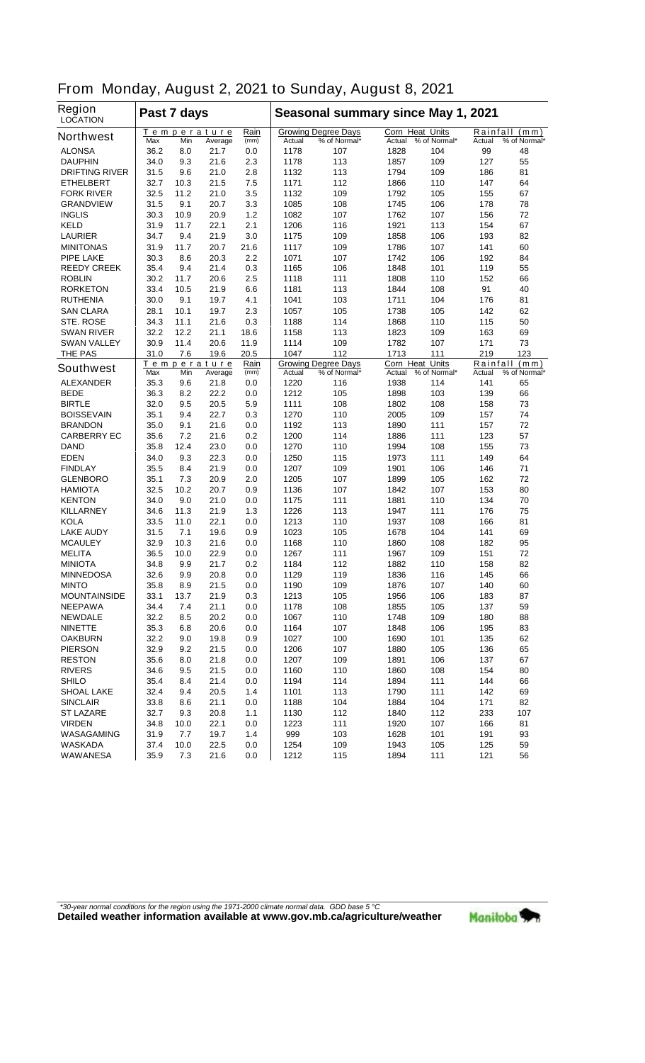# From Monday, August 2, 2021 to Sunday, August 8, 2021

| Region LOCATION | Past 7 days | | | | Seasonal summary since May 1, 2021 | | | | | |
|---|---|---|---|---|---|---|---|---|---|---|
| **Northwest** | Temperature | | | Rain | Growing Degree Days | | Corn Heat Units | | Rainfall (mm) | |
| | Max | Min | Average | (mm) | Actual | % of Normal* | Actual | % of Normal* | Actual | % of Normal* |
| ALONSA | 36.2 | 8.0 | 21.7 | 0.0 | 1178 | 107 | 1828 | 104 | 99 | 48 |
| DAUPHIN | 34.0 | 9.3 | 21.6 | 2.3 | 1178 | 113 | 1857 | 109 | 127 | 55 |
| DRIFTING RIVER | 31.5 | 9.6 | 21.0 | 2.8 | 1132 | 113 | 1794 | 109 | 186 | 81 |
| ETHELBERT | 32.7 | 10.3 | 21.5 | 7.5 | 1171 | 112 | 1866 | 110 | 147 | 64 |
| FORK RIVER | 32.5 | 11.2 | 21.0 | 3.5 | 1132 | 109 | 1792 | 105 | 155 | 67 |
| GRANDVIEW | 31.5 | 9.1 | 20.7 | 3.3 | 1085 | 108 | 1745 | 106 | 178 | 78 |
| INGLIS | 30.3 | 10.9 | 20.9 | 1.2 | 1082 | 107 | 1762 | 107 | 156 | 72 |
| KELD | 31.9 | 11.7 | 22.1 | 2.1 | 1206 | 116 | 1921 | 113 | 154 | 67 |
| LAURIER | 34.7 | 9.4 | 21.9 | 3.0 | 1175 | 109 | 1858 | 106 | 193 | 82 |
| MINITONAS | 31.9 | 11.7 | 20.7 | 21.6 | 1117 | 109 | 1786 | 107 | 141 | 60 |
| PIPE LAKE | 30.3 | 8.6 | 20.3 | 2.2 | 1071 | 107 | 1742 | 106 | 192 | 84 |
| REEDY CREEK | 35.4 | 9.4 | 21.4 | 0.3 | 1165 | 106 | 1848 | 101 | 119 | 55 |
| ROBLIN | 30.2 | 11.7 | 20.6 | 2.5 | 1118 | 111 | 1808 | 110 | 152 | 66 |
| RORKETON | 33.4 | 10.5 | 21.9 | 6.6 | 1181 | 113 | 1844 | 108 | 91 | 40 |
| RUTHENIA | 30.0 | 9.1 | 19.7 | 4.1 | 1041 | 103 | 1711 | 104 | 176 | 81 |
| SAN CLARA | 28.1 | 10.1 | 19.7 | 2.3 | 1057 | 105 | 1738 | 105 | 142 | 62 |
| STE. ROSE | 34.3 | 11.1 | 21.6 | 0.3 | 1188 | 114 | 1868 | 110 | 115 | 50 |
| SWAN RIVER | 32.2 | 12.2 | 21.1 | 18.6 | 1158 | 113 | 1823 | 109 | 163 | 69 |
| SWAN VALLEY | 30.9 | 11.4 | 20.6 | 11.9 | 1114 | 109 | 1782 | 107 | 171 | 73 |
| THE PAS | 31.0 | 7.6 | 19.6 | 20.5 | 1047 | 112 | 1713 | 111 | 219 | 123 |
| **Southwest** | Temperature | | | Rain | Growing Degree Days | | Corn Heat Units | | Rainfall (mm) | |
| | Max | Min | Average | (mm) | Actual | % of Normal* | Actual | % of Normal* | Actual | % of Normal* |
| ALEXANDER | 35.3 | 9.6 | 21.8 | 0.0 | 1220 | 116 | 1938 | 114 | 141 | 65 |
| BEDE | 36.3 | 8.2 | 22.2 | 0.0 | 1212 | 105 | 1898 | 103 | 139 | 66 |
| BIRTLE | 32.0 | 9.5 | 20.5 | 5.9 | 1111 | 108 | 1802 | 108 | 158 | 73 |
| BOISSEVAIN | 35.1 | 9.4 | 22.7 | 0.3 | 1270 | 110 | 2005 | 109 | 157 | 74 |
| BRANDON | 35.0 | 9.1 | 21.6 | 0.0 | 1192 | 113 | 1890 | 111 | 157 | 72 |
| CARBERRY EC | 35.6 | 7.2 | 21.6 | 0.2 | 1200 | 114 | 1886 | 111 | 123 | 57 |
| DAND | 35.8 | 12.4 | 23.0 | 0.0 | 1270 | 110 | 1994 | 108 | 155 | 73 |
| EDEN | 34.0 | 9.3 | 22.3 | 0.0 | 1250 | 115 | 1973 | 111 | 149 | 64 |
| FINDLAY | 35.5 | 8.4 | 21.9 | 0.0 | 1207 | 109 | 1901 | 106 | 146 | 71 |
| GLENBORO | 35.1 | 7.3 | 20.9 | 2.0 | 1205 | 107 | 1899 | 105 | 162 | 72 |
| HAMIOTA | 32.5 | 10.2 | 20.7 | 0.9 | 1136 | 107 | 1842 | 107 | 153 | 80 |
| KENTON | 34.0 | 9.0 | 21.0 | 0.0 | 1175 | 111 | 1881 | 110 | 134 | 70 |
| KILLARNEY | 34.6 | 11.3 | 21.9 | 1.3 | 1226 | 113 | 1947 | 111 | 176 | 75 |
| KOLA | 33.5 | 11.0 | 22.1 | 0.0 | 1213 | 110 | 1937 | 108 | 166 | 81 |
| LAKE AUDY | 31.5 | 7.1 | 19.6 | 0.9 | 1023 | 105 | 1678 | 104 | 141 | 69 |
| MCAULEY | 32.9 | 10.3 | 21.6 | 0.0 | 1168 | 110 | 1860 | 108 | 182 | 95 |
| MELITA | 36.5 | 10.0 | 22.9 | 0.0 | 1267 | 111 | 1967 | 109 | 151 | 72 |
| MINIOTA | 34.8 | 9.9 | 21.7 | 0.2 | 1184 | 112 | 1882 | 110 | 158 | 82 |
| MINNEDOSA | 32.6 | 9.9 | 20.8 | 0.0 | 1129 | 119 | 1836 | 116 | 145 | 66 |
| MINTO | 35.8 | 8.9 | 21.5 | 0.0 | 1190 | 109 | 1876 | 107 | 140 | 60 |
| MOUNTAINSIDE | 33.1 | 13.7 | 21.9 | 0.3 | 1213 | 105 | 1956 | 106 | 183 | 87 |
| NEEPAWA | 34.4 | 7.4 | 21.1 | 0.0 | 1178 | 108 | 1855 | 105 | 137 | 59 |
| NEWDALE | 32.2 | 8.5 | 20.2 | 0.0 | 1067 | 110 | 1748 | 109 | 180 | 88 |
| NINETTE | 35.3 | 6.8 | 20.6 | 0.0 | 1164 | 107 | 1848 | 106 | 195 | 83 |
| OAKBURN | 32.2 | 9.0 | 19.8 | 0.9 | 1027 | 100 | 1690 | 101 | 135 | 62 |
| PIERSON | 32.9 | 9.2 | 21.5 | 0.0 | 1206 | 107 | 1880 | 105 | 136 | 65 |
| RESTON | 35.6 | 8.0 | 21.8 | 0.0 | 1207 | 109 | 1891 | 106 | 137 | 67 |
| RIVERS | 34.6 | 9.5 | 21.5 | 0.0 | 1160 | 110 | 1860 | 108 | 154 | 80 |
| SHILO | 35.4 | 8.4 | 21.4 | 0.0 | 1194 | 114 | 1894 | 111 | 144 | 66 |
| SHOAL LAKE | 32.4 | 9.4 | 20.5 | 1.4 | 1101 | 113 | 1790 | 111 | 142 | 69 |
| SINCLAIR | 33.8 | 8.6 | 21.1 | 0.0 | 1188 | 104 | 1884 | 104 | 171 | 82 |
| ST LAZARE | 32.7 | 9.3 | 20.8 | 1.1 | 1130 | 112 | 1840 | 112 | 233 | 107 |
| VIRDEN | 34.8 | 10.0 | 22.1 | 0.0 | 1223 | 111 | 1920 | 107 | 166 | 81 |
| WASAGAMING | 31.9 | 7.7 | 19.7 | 1.4 | 999 | 103 | 1628 | 101 | 191 | 93 |
| WASKADA | 37.4 | 10.0 | 22.5 | 0.0 | 1254 | 109 | 1943 | 105 | 125 | 59 |
| WAWANESA | 35.9 | 7.3 | 21.6 | 0.0 | 1212 | 115 | 1894 | 111 | 121 | 56 |

*30-year normal conditions for the region using the 1971-2000 climate normal data. GDD base 5 °C

**Detailed weather information available at www.gov.mb.ca/agriculture/weather**

Manitoba